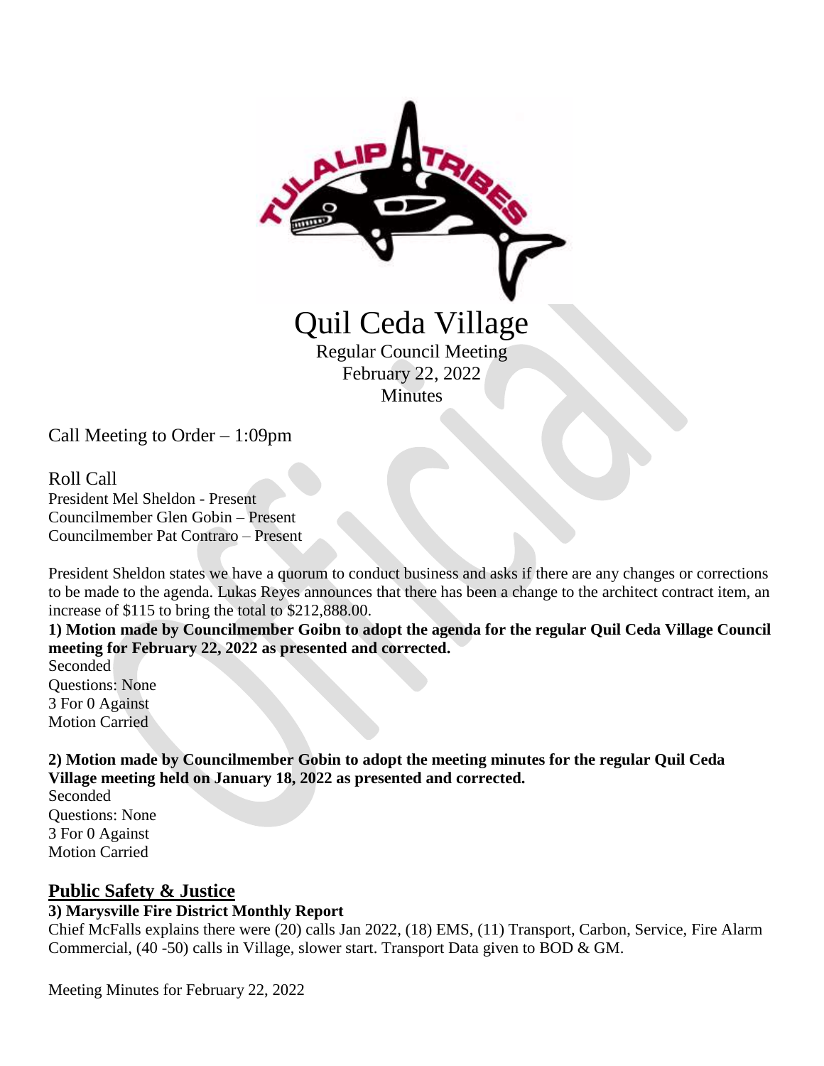# Quil Ceda Village

Regular Council Meeting
February 22, 2022
Minutes

Call Meeting to Order – 1:09pm

## Roll Call

President Mel Sheldon - Present
Councilmember Glen Gobin – Present
Councilmember Pat Contraro – Present

President Sheldon states we have a quorum to conduct business and asks if there are any changes or corrections to be made to the agenda. Lukas Reyes announces that there has been a change to the architect contract item, an increase of $115 to bring the total to $212,888.00.

**1) Motion made by Councilmember Goibn to adopt the agenda for the regular Quil Ceda Village Council meeting for February 22, 2022 as presented and corrected.**

Seconded
Questions: None
3 For 0 Against
Motion Carried

**2) Motion made by Councilmember Gobin to adopt the meeting minutes for the regular Quil Ceda Village meeting held on January 18, 2022 as presented and corrected.**

Seconded
Questions: None
3 For 0 Against
Motion Carried

## Public Safety & Justice

**3) Marysville Fire District Monthly Report**

Chief McFalls explains there were (20) calls Jan 2022, (18) EMS, (11) Transport, Carbon, Service, Fire Alarm Commercial, (40 -50) calls in Village, slower start. Transport Data given to BOD & GM.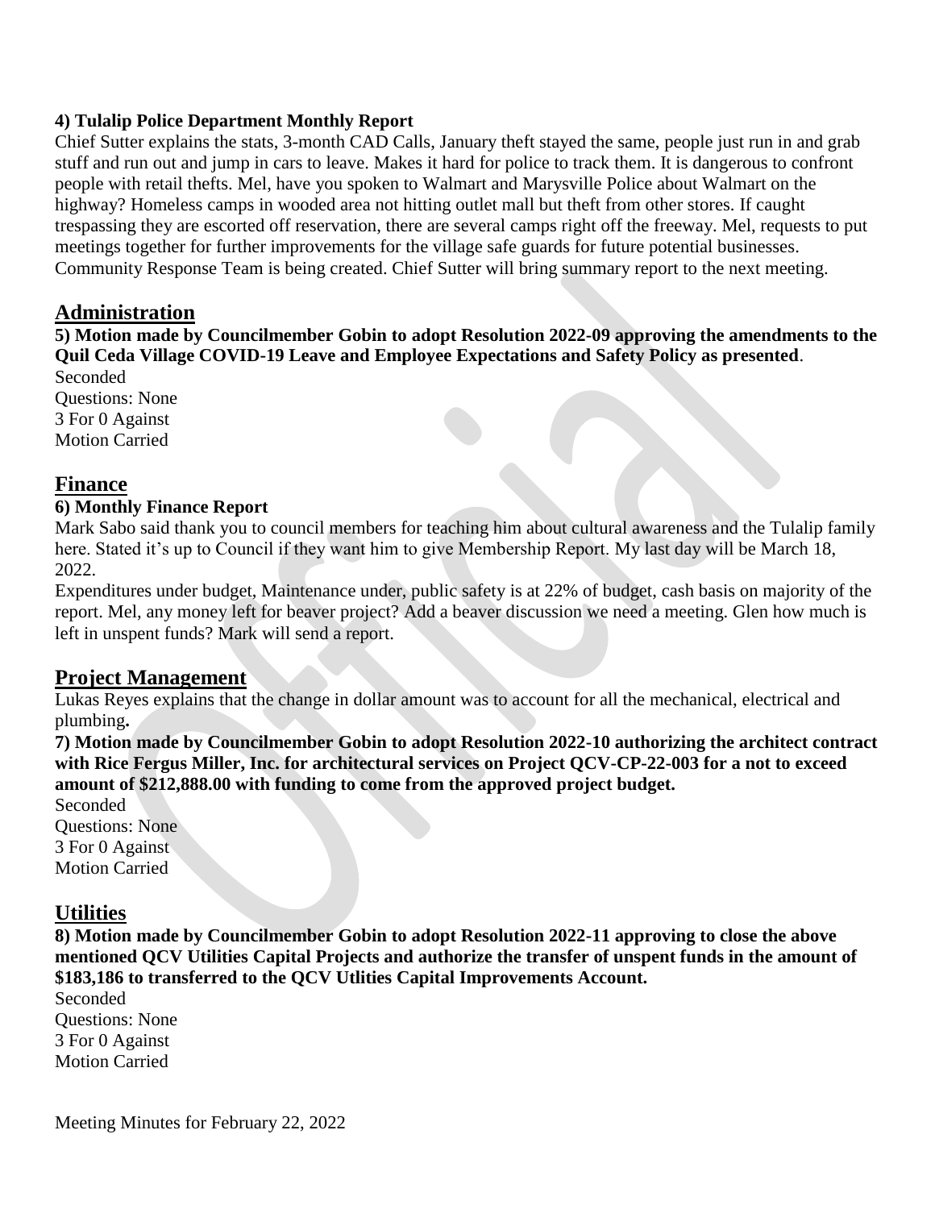**4) Tulalip Police Department Monthly Report**

Chief Sutter explains the stats, 3-month CAD Calls, January theft stayed the same, people just run in and grab stuff and run out and jump in cars to leave. Makes it hard for police to track them. It is dangerous to confront people with retail thefts. Mel, have you spoken to Walmart and Marysville Police about Walmart on the highway? Homeless camps in wooded area not hitting outlet mall but theft from other stores. If caught trespassing they are escorted off reservation, there are several camps right off the freeway. Mel, requests to put meetings together for further improvements for the village safe guards for future potential businesses. Community Response Team is being created. Chief Sutter will bring summary report to the next meeting.

## Administration

**5) Motion made by Councilmember Gobin to adopt Resolution 2022-09 approving the amendments to the Quil Ceda Village COVID-19 Leave and Employee Expectations and Safety Policy as presented**.

Seconded
Questions: None
3 For 0 Against
Motion Carried

## Finance

**6) Monthly Finance Report**

Mark Sabo said thank you to council members for teaching him about cultural awareness and the Tulalip family here. Stated it's up to Council if they want him to give Membership Report. My last day will be March 18, 2022.

Expenditures under budget, Maintenance under, public safety is at 22% of budget, cash basis on majority of the report. Mel, any money left for beaver project? Add a beaver discussion we need a meeting. Glen how much is left in unspent funds? Mark will send a report.

## Project Management

Lukas Reyes explains that the change in dollar amount was to account for all the mechanical, electrical and plumbing**.**

**7) Motion made by Councilmember Gobin to adopt Resolution 2022-10 authorizing the architect contract with Rice Fergus Miller, Inc. for architectural services on Project QCV-CP-22-003 for a not to exceed amount of $212,888.00 with funding to come from the approved project budget.**

Seconded
Questions: None
3 For 0 Against
Motion Carried

## Utilities

**8) Motion made by Councilmember Gobin to adopt Resolution 2022-11 approving to close the above mentioned QCV Utilities Capital Projects and authorize the transfer of unspent funds in the amount of $183,186 to transferred to the QCV Utlities Capital Improvements Account.**

Seconded
Questions: None
3 For 0 Against
Motion Carried

Meeting Minutes for February 22, 2022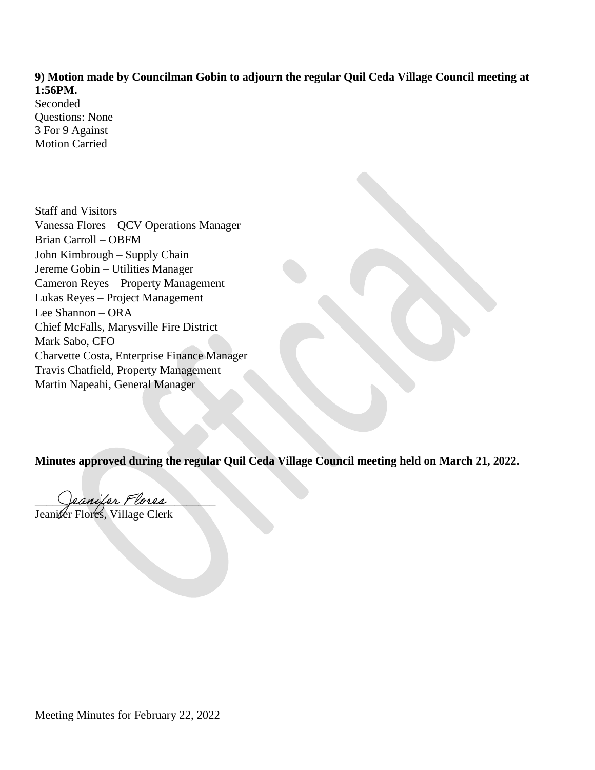**9) Motion made by Councilman Gobin to adjourn the regular Quil Ceda Village Council meeting at 1:56PM.**

Seconded
Questions: None
3 For 9 Against
Motion Carried

Staff and Visitors
Vanessa Flores – QCV Operations Manager
Brian Carroll – OBFM
John Kimbrough – Supply Chain
Jereme Gobin – Utilities Manager
Cameron Reyes – Property Management
Lukas Reyes – Project Management
Lee Shannon – ORA
Chief McFalls, Marysville Fire District
Mark Sabo, CFO
Charvette Costa, Enterprise Finance Manager
Travis Chatfield, Property Management
Martin Napeahi, General Manager

**Minutes approved during the regular Quil Ceda Village Council meeting held on March 21, 2022.**

Jeanifer Flores
Jeanifer Flores, Village Clerk

Meeting Minutes for February 22, 2022